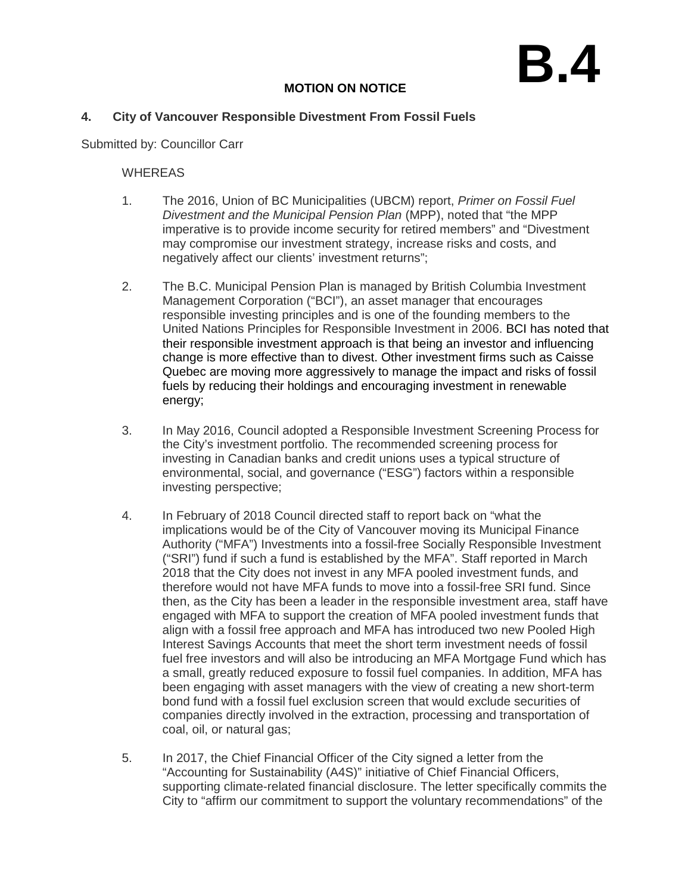# B.4

**MOTION ON NOTICE**

**4. City of Vancouver Responsible Divestment From Fossil Fuels**

Submitted by: Councillor Carr

WHEREAS

1. The 2016, Union of BC Municipalities (UBCM) report, *Primer on Fossil Fuel Divestment and the Municipal Pension Plan* (MPP), noted that "the MPP imperative is to provide income security for retired members" and "Divestment may compromise our investment strategy, increase risks and costs, and negatively affect our clients' investment returns";

2. The B.C. Municipal Pension Plan is managed by British Columbia Investment Management Corporation ("BCI"), an asset manager that encourages responsible investing principles and is one of the founding members to the United Nations Principles for Responsible Investment in 2006. BCI has noted that their responsible investment approach is that being an investor and influencing change is more effective than to divest. Other investment firms such as Caisse Quebec are moving more aggressively to manage the impact and risks of fossil fuels by reducing their holdings and encouraging investment in renewable energy;

3. In May 2016, Council adopted a Responsible Investment Screening Process for the City's investment portfolio. The recommended screening process for investing in Canadian banks and credit unions uses a typical structure of environmental, social, and governance ("ESG") factors within a responsible investing perspective;

4. In February of 2018 Council directed staff to report back on "what the implications would be of the City of Vancouver moving its Municipal Finance Authority ("MFA") Investments into a fossil-free Socially Responsible Investment ("SRI") fund if such a fund is established by the MFA". Staff reported in March 2018 that the City does not invest in any MFA pooled investment funds, and therefore would not have MFA funds to move into a fossil-free SRI fund. Since then, as the City has been a leader in the responsible investment area, staff have engaged with MFA to support the creation of MFA pooled investment funds that align with a fossil free approach and MFA has introduced two new Pooled High Interest Savings Accounts that meet the short term investment needs of fossil fuel free investors and will also be introducing an MFA Mortgage Fund which has a small, greatly reduced exposure to fossil fuel companies. In addition, MFA has been engaging with asset managers with the view of creating a new short-term bond fund with a fossil fuel exclusion screen that would exclude securities of companies directly involved in the extraction, processing and transportation of coal, oil, or natural gas;

5. In 2017, the Chief Financial Officer of the City signed a letter from the "Accounting for Sustainability (A4S)" initiative of Chief Financial Officers, supporting climate-related financial disclosure. The letter specifically commits the City to "affirm our commitment to support the voluntary recommendations" of the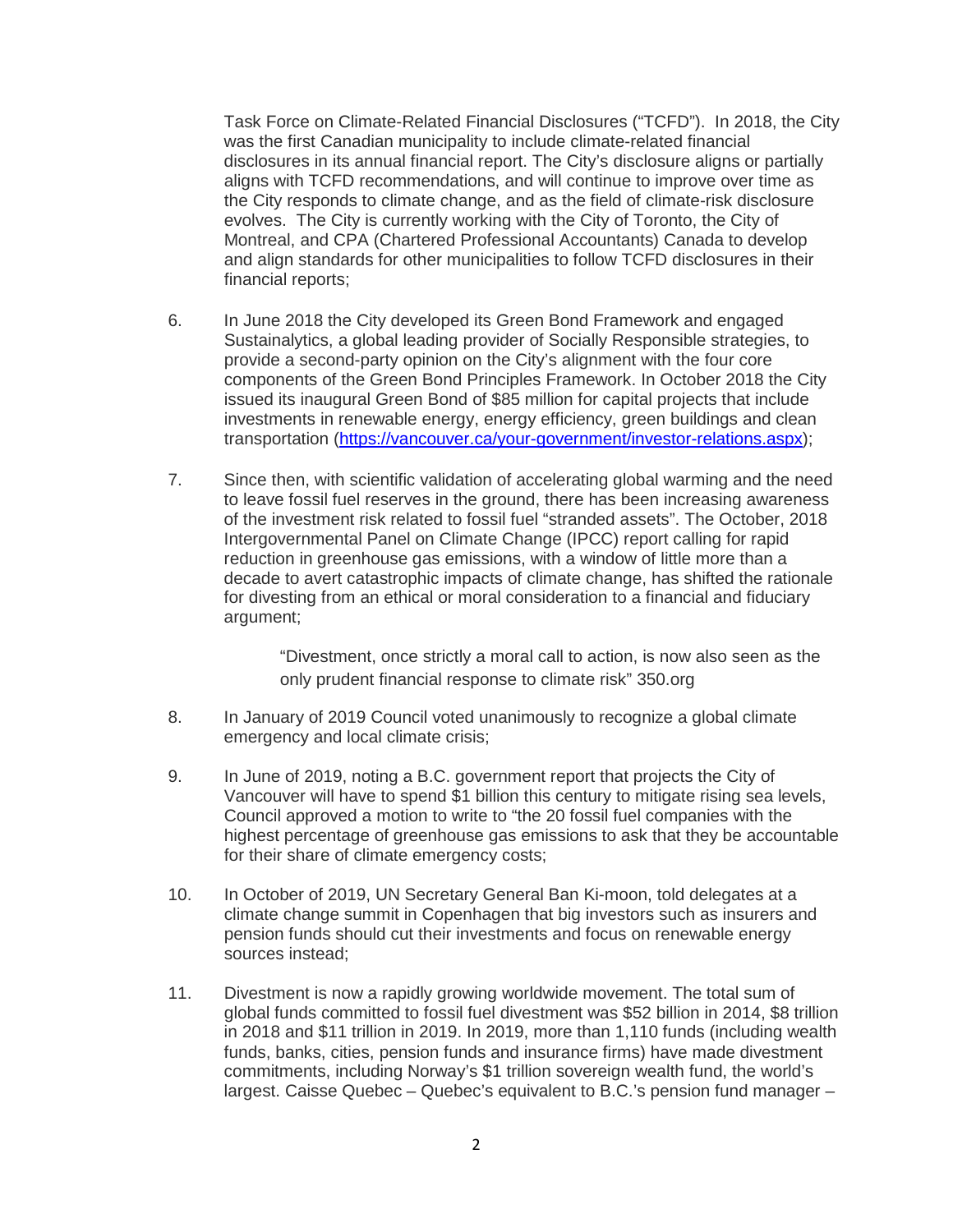Task Force on Climate-Related Financial Disclosures ("TCFD"). In 2018, the City was the first Canadian municipality to include climate-related financial disclosures in its annual financial report. The City's disclosure aligns or partially aligns with TCFD recommendations, and will continue to improve over time as the City responds to climate change, and as the field of climate-risk disclosure evolves. The City is currently working with the City of Toronto, the City of Montreal, and CPA (Chartered Professional Accountants) Canada to develop and align standards for other municipalities to follow TCFD disclosures in their financial reports;

6. In June 2018 the City developed its Green Bond Framework and engaged Sustainalytics, a global leading provider of Socially Responsible strategies, to provide a second-party opinion on the City's alignment with the four core components of the Green Bond Principles Framework. In October 2018 the City issued its inaugural Green Bond of $85 million for capital projects that include investments in renewable energy, energy efficiency, green buildings and clean transportation (https://vancouver.ca/your-government/investor-relations.aspx);

7. Since then, with scientific validation of accelerating global warming and the need to leave fossil fuel reserves in the ground, there has been increasing awareness of the investment risk related to fossil fuel "stranded assets". The October, 2018 Intergovernmental Panel on Climate Change (IPCC) report calling for rapid reduction in greenhouse gas emissions, with a window of little more than a decade to avert catastrophic impacts of climate change, has shifted the rationale for divesting from an ethical or moral consideration to a financial and fiduciary argument;

   > "Divestment, once strictly a moral call to action, is now also seen as the only prudent financial response to climate risk" 350.org

8. In January of 2019 Council voted unanimously to recognize a global climate emergency and local climate crisis;

9. In June of 2019, noting a B.C. government report that projects the City of Vancouver will have to spend $1 billion this century to mitigate rising sea levels, Council approved a motion to write to "the 20 fossil fuel companies with the highest percentage of greenhouse gas emissions to ask that they be accountable for their share of climate emergency costs;

10. In October of 2019, UN Secretary General Ban Ki-moon, told delegates at a climate change summit in Copenhagen that big investors such as insurers and pension funds should cut their investments and focus on renewable energy sources instead;

11. Divestment is now a rapidly growing worldwide movement. The total sum of global funds committed to fossil fuel divestment was $52 billion in 2014, $8 trillion in 2018 and $11 trillion in 2019. In 2019, more than 1,110 funds (including wealth funds, banks, cities, pension funds and insurance firms) have made divestment commitments, including Norway's $1 trillion sovereign wealth fund, the world's largest. Caisse Quebec – Quebec's equivalent to B.C.'s pension fund manager –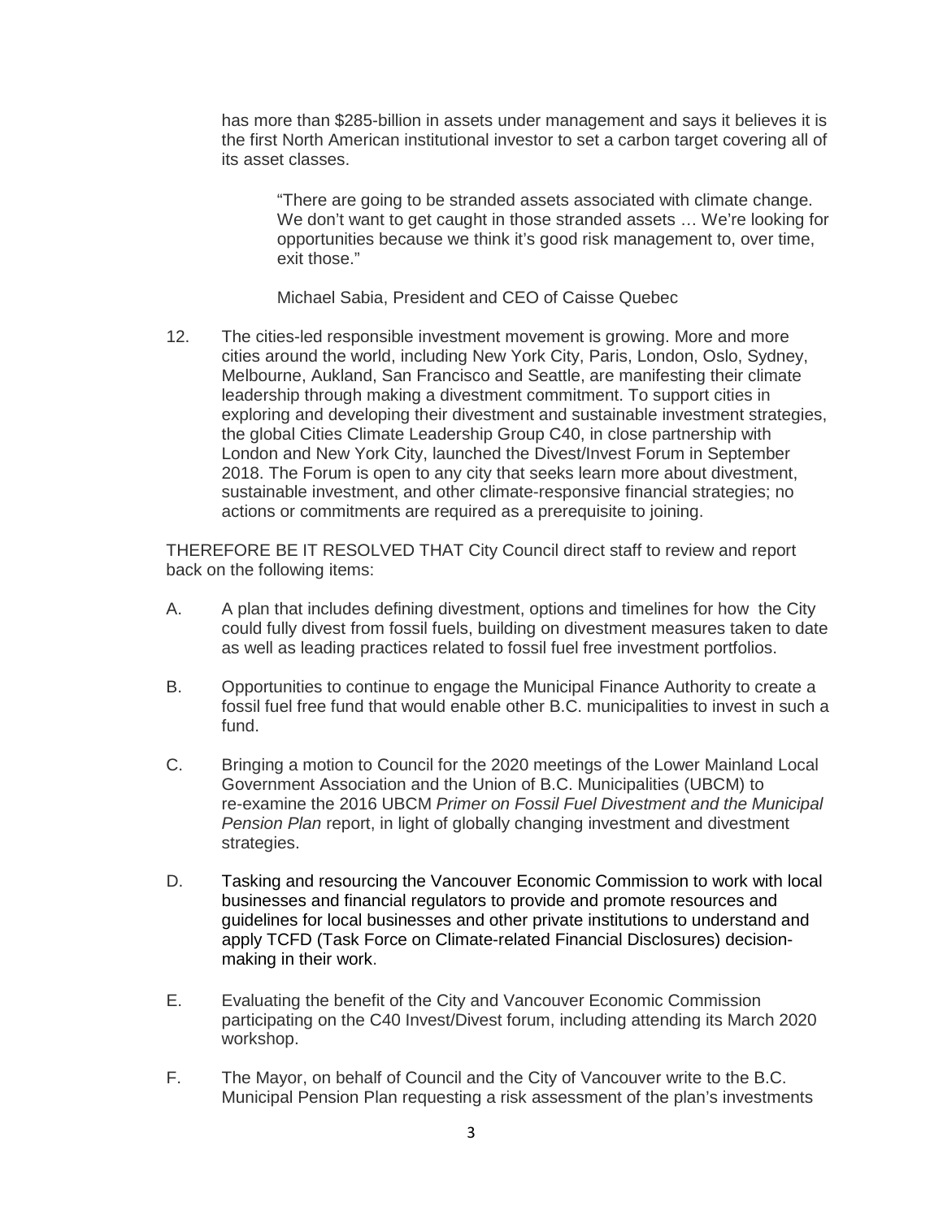has more than $285-billion in assets under management and says it believes it is the first North American institutional investor to set a carbon target covering all of its asset classes.

> "There are going to be stranded assets associated with climate change. We don't want to get caught in those stranded assets … We're looking for opportunities because we think it's good risk management to, over time, exit those."
>
> Michael Sabia, President and CEO of Caisse Quebec

12. The cities-led responsible investment movement is growing. More and more cities around the world, including New York City, Paris, London, Oslo, Sydney, Melbourne, Aukland, San Francisco and Seattle, are manifesting their climate leadership through making a divestment commitment. To support cities in exploring and developing their divestment and sustainable investment strategies, the global Cities Climate Leadership Group C40, in close partnership with London and New York City, launched the Divest/Invest Forum in September 2018. The Forum is open to any city that seeks learn more about divestment, sustainable investment, and other climate-responsive financial strategies; no actions or commitments are required as a prerequisite to joining.

THEREFORE BE IT RESOLVED THAT City Council direct staff to review and report back on the following items:

A. A plan that includes defining divestment, options and timelines for how the City could fully divest from fossil fuels, building on divestment measures taken to date as well as leading practices related to fossil fuel free investment portfolios.

B. Opportunities to continue to engage the Municipal Finance Authority to create a fossil fuel free fund that would enable other B.C. municipalities to invest in such a fund.

C. Bringing a motion to Council for the 2020 meetings of the Lower Mainland Local Government Association and the Union of B.C. Municipalities (UBCM) to re-examine the 2016 UBCM *Primer on Fossil Fuel Divestment and the Municipal Pension Plan* report, in light of globally changing investment and divestment strategies.

D. Tasking and resourcing the Vancouver Economic Commission to work with local businesses and financial regulators to provide and promote resources and guidelines for local businesses and other private institutions to understand and apply TCFD (Task Force on Climate-related Financial Disclosures) decision-making in their work.

E. Evaluating the benefit of the City and Vancouver Economic Commission participating on the C40 Invest/Divest forum, including attending its March 2020 workshop.

F. The Mayor, on behalf of Council and the City of Vancouver write to the B.C. Municipal Pension Plan requesting a risk assessment of the plan's investments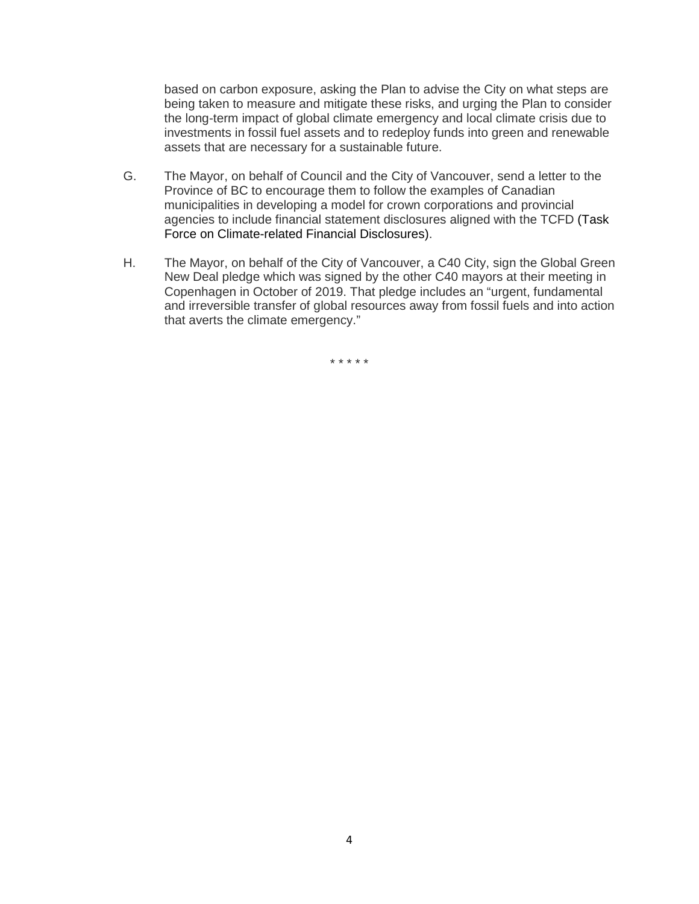based on carbon exposure, asking the Plan to advise the City on what steps are being taken to measure and mitigate these risks, and urging the Plan to consider the long-term impact of global climate emergency and local climate crisis due to investments in fossil fuel assets and to redeploy funds into green and renewable assets that are necessary for a sustainable future.

G. The Mayor, on behalf of Council and the City of Vancouver, send a letter to the Province of BC to encourage them to follow the examples of Canadian municipalities in developing a model for crown corporations and provincial agencies to include financial statement disclosures aligned with the TCFD (Task Force on Climate-related Financial Disclosures).

H. The Mayor, on behalf of the City of Vancouver, a C40 City, sign the Global Green New Deal pledge which was signed by the other C40 mayors at their meeting in Copenhagen in October of 2019. That pledge includes an "urgent, fundamental and irreversible transfer of global resources away from fossil fuels and into action that averts the climate emergency."

\* \* \* \* \*